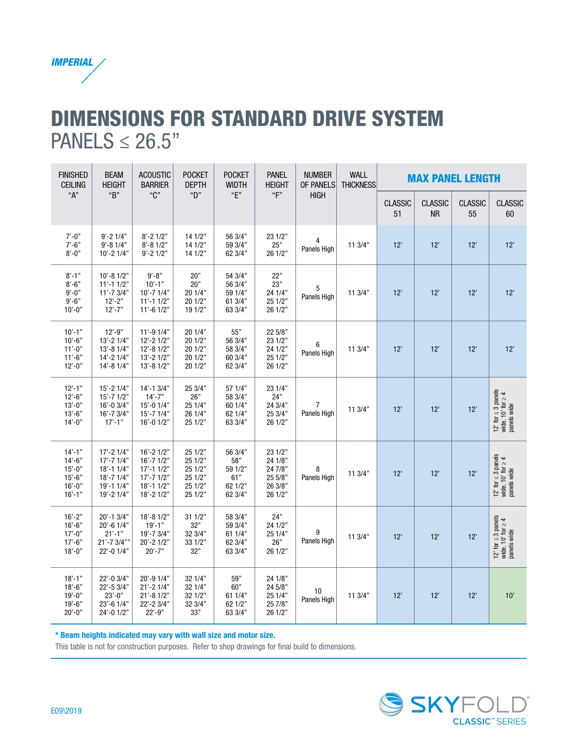*IMPERIAL*

# DIMENSIONS FOR STANDARD DRIVE SYSTEM

## PANELS ≤ 26.5"

| FINISHED CEILING "A" | BEAM HEIGHT "B" | ACOUSTIC BARRIER "C" | POCKET DEPTH "D" | POCKET WIDTH "E" | PANEL HEIGHT "F" | NUMBER OF PANELS HIGH | WALL THICKNESS | MAX PANEL LENGTH | | | |
|---|---|---|---|---|---|---|---|---|---|---|---|
| | | | | | | | | CLASSIC 51 | CLASSIC NR | CLASSIC 55 | CLASSIC 60 |
| 7'-0"<br>7'-6"<br>8'-0" | 9'-2 1/4"<br>9'-8 1/4"<br>10'-2 1/4" | 8'-2 1/2"<br>8'-8 1/2"<br>9'-2 1/2" | 14 1/2"<br>14 1/2"<br>14 1/2" | 56 3/4"<br>59 3/4"<br>62 3/4" | 23 1/2"<br>25"<br>26 1/2" | 4 Panels High | 11 3/4" | 12' | 12' | 12' | 12' |
| 8'-1"<br>8'-6"<br>9'-0"<br>9'-6"<br>10'-0" | 10'-8 1/2"<br>11'-1 1/2"<br>11'-7 3/4"<br>12'-2"<br>12'-7" | 9'-8"<br>10'-1"<br>10'-7 1/4"<br>11'-1 1/2"<br>11'-6 1/2" | 20"<br>20"<br>20 1/4"<br>20 1/2"<br>19 1/2" | 54 3/4"<br>56 3/4"<br>59 1/4"<br>61 3/4"<br>63 3/4" | 22"<br>23"<br>24 1/4"<br>25 1/2"<br>26 1/2" | 5 Panels High | 11 3/4" | 12' | 12' | 12' | 12' |
| 10'-1"<br>10'-6"<br>11'-0"<br>11'-6"<br>12'-0" | 12'-9"<br>13'-2 1/4"<br>13'-8 1/4"<br>14'-2 1/4"<br>14'-8 1/4" | 11'-9 1/4"<br>12'-2 1/2"<br>12'-8 1/2"<br>13'-2 1/2"<br>13'-8 1/2" | 20 1/4"<br>20 1/2"<br>20 1/2"<br>20 1/2"<br>20 1/2" | 55"<br>56 3/4"<br>58 3/4"<br>60 3/4"<br>62 3/4" | 22 5/8"<br>23 1/2"<br>24 1/2"<br>25 1/2"<br>26 1/2" | 6 Panels High | 11 3/4" | 12' | 12' | 12' | 12' |
| 12'-1"<br>12'-6"<br>13'-0"<br>13'-6"<br>14'-0" | 15'-2 1/4"<br>15'-7 1/2"<br>16'-0 3/4"<br>16'-7 3/4"<br>17'-1" | 14'-1 3/4"<br>14'-7"<br>15'-0 1/4"<br>15'-7 1/4"<br>16'-0 1/2" | 25 3/4"<br>26"<br>25 1/4"<br>26 1/4"<br>25 1/2" | 57 1/4"<br>58 3/4"<br>60 1/4"<br>62 1/4"<br>63 3/4" | 23 1/4"<br>24"<br>24 3/4"<br>25 3/4"<br>26 1/2" | 7 Panels High | 11 3/4" | 12' | 12' | 12' | 12' for ≤ 3 panels wide. 10' for ≥ 4 panels wide |
| 14'-1"<br>14'-6"<br>15'-0"<br>15'-6"<br>16'-0"<br>16'-1" | 17'-2 1/4"<br>17'-7 1/4"<br>18'-1 1/4"<br>18'-7 1/4"<br>19'-1 1/4"<br>19'-2 1/4" | 16'-2 1/2"<br>16'-7 1/2"<br>17'-1 1/2"<br>17'-7 1/2"<br>18'-1 1/2"<br>18'-2 1/2" | 25 1/2"<br>25 1/2"<br>25 1/2"<br>25 1/2"<br>25 1/2"<br>25 1/2" | 56 3/4"<br>58"<br>59 1/2"<br>61"<br>62 1/2"<br>62 3/4" | 23 1/2"<br>24 1/8"<br>24 7/8"<br>25 5/8"<br>26 3/8"<br>26 1/2" | 8 Panels High | 11 3/4" | 12' | 12' | 12' | 12' for ≤ 3 panels wide. 10' for ≥ 4 panels wide |
| 16'-2"<br>16'-6"<br>17'-0"<br>17'-6"<br>18'-0" | 20'-1 3/4"<br>20'-6 1/4"<br>21'-1"<br>21'-7 3/4""<br>22'-0 1/4" | 18'-8 1/2"<br>19'-1"<br>19'-7 3/4"<br>20'-2 1/2"<br>20'-7" | 31 1/2"<br>32"<br>32 3/4"<br>33 1/2"<br>32" | 58 3/4"<br>59 3/4"<br>61 1/4"<br>62 3/4"<br>63 3/4" | 24"<br>24 1/2"<br>25 1/4"<br>26"<br>26 1/2" | 9 Panels High | 11 3/4" | 12' | 12' | 12' | 12' for ≤ 3 panels wide. 10' for ≥ 4 panels wide |
| 18'-1"<br>18'-6"<br>19'-0"<br>19'-6"<br>20'-0" | 22'-0 3/4"<br>22'-5 3/4"<br>23'-0"<br>23'-6 1/4"<br>24'-0 1/2" | 20'-9 1/4"<br>21'-2 1/4"<br>21'-8 1/2"<br>22'-2 3/4"<br>22'-9" | 32 1/4"<br>32 1/4"<br>32 1/2"<br>32 3/4"<br>33" | 59"<br>60"<br>61 1/4"<br>62 1/2"<br>63 3/4" | 24 1/8"<br>24 5/8"<br>25 1/4"<br>25 7/8"<br>26 1/2" | 10 Panels High | 11 3/4" | 12' | 12' | 12' | 10' |

**\* Beam heights indicated may vary with wall size and motor size.**

This table is not for construction purposes. Refer to shop drawings for final build to dimensions.

E09\2019

SKYFOLD® CLASSIC™ SERIES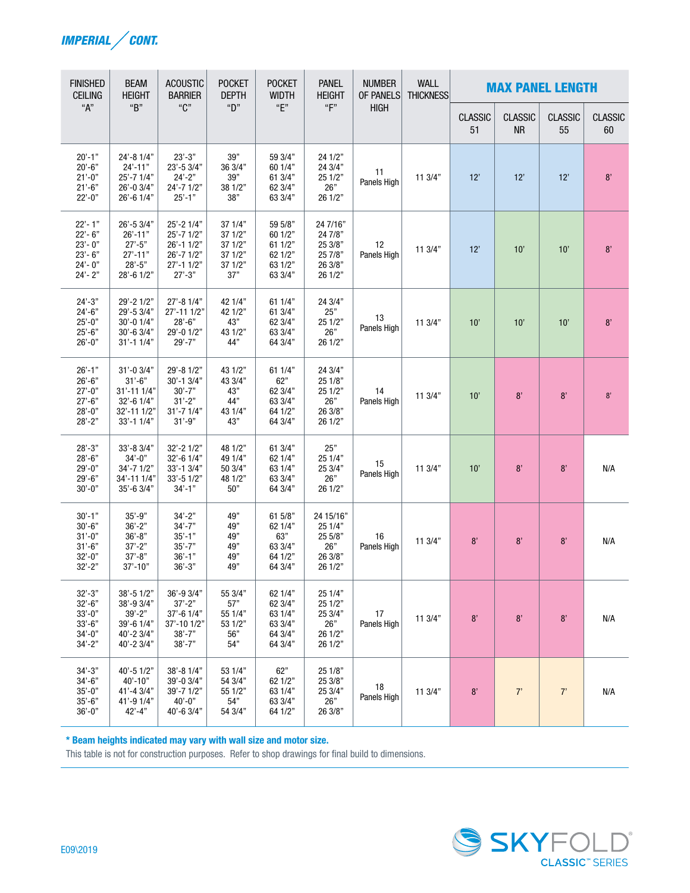## IMPERIAL / CONT.

| FINISHED CEILING "A" | BEAM HEIGHT "B" | ACOUSTIC BARRIER "C" | POCKET DEPTH "D" | POCKET WIDTH "E" | PANEL HEIGHT "F" | NUMBER OF PANELS HIGH | WALL THICKNESS | MAX PANEL LENGTH | | | |
|---|---|---|---|---|---|---|---|---|---|---|---|
| | | | | | | | | CLASSIC 51 | CLASSIC NR | CLASSIC 55 | CLASSIC 60 |
| 20'-1"<br>20'-6"<br>21'-0"<br>21'-6"<br>22'-0" | 24'-8 1/4"<br>24'-11"<br>25'-7 1/4"<br>26'-0 3/4"<br>26'-6 1/4" | 23'-3"<br>23'-5 3/4"<br>24'-2"<br>24'-7 1/2"<br>25'-1" | 39"<br>36 3/4"<br>39"<br>38 1/2"<br>38" | 59 3/4"<br>60 1/4"<br>61 3/4"<br>62 3/4"<br>63 3/4" | 24 1/2"<br>24 3/4"<br>25 1/2"<br>26"<br>26 1/2" | 11 Panels High | 11 3/4" | 12' | 12' | 12' | 8' |
| 22'- 1"<br>22'- 6"<br>23'- 0"<br>23'- 6"<br>24'- 0"<br>24'- 2" | 26'-5 3/4"<br>26'-11"<br>27'-5"<br>27'-11"<br>28'-5"<br>28'-6 1/2" | 25'-2 1/4"<br>25'-7 1/2"<br>26'-1 1/2"<br>26'-7 1/2"<br>27'-1 1/2"<br>27'-3" | 37 1/4"<br>37 1/2"<br>37 1/2"<br>37 1/2"<br>37 1/2"<br>37" | 59 5/8"<br>60 1/2"<br>61 1/2"<br>62 1/2"<br>63 1/2"<br>63 3/4" | 24 7/16"<br>24 7/8"<br>25 3/8"<br>25 7/8"<br>26 3/8"<br>26 1/2" | 12 Panels High | 11 3/4" | 12' | 10' | 10' | 8' |
| 24'-3"<br>24'-6"<br>25'-0"<br>25'-6"<br>26'-0" | 29'-2 1/2"<br>29'-5 3/4"<br>30'-0 1/4"<br>30'-6 3/4"<br>31'-1 1/4" | 27'-8 1/4"<br>27'-11 1/2"<br>28'-6"<br>29'-0 1/2"<br>29'-7" | 42 1/4"<br>42 1/2"<br>43"<br>43 1/2"<br>44" | 61 1/4"<br>61 3/4"<br>62 3/4"<br>63 3/4"<br>64 3/4" | 24 3/4"<br>25"<br>25 1/2"<br>26"<br>26 1/2" | 13 Panels High | 11 3/4" | 10' | 10' | 10' | 8' |
| 26'-1"<br>26'-6"<br>27'-0"<br>27'-6"<br>28'-0"<br>28'-2" | 31'-0 3/4"<br>31'-6"<br>31'-11 1/4"<br>32'-6 1/4"<br>32'-11 1/2"<br>33'-1 1/4" | 29'-8 1/2"<br>30'-1 3/4"<br>30'-7"<br>31'-2"<br>31'-7 1/4"<br>31'-9" | 43 1/2"<br>43 3/4"<br>43"<br>44"<br>43 1/4"<br>43" | 61 1/4"<br>62"<br>62 3/4"<br>63 3/4"<br>64 1/2"<br>64 3/4" | 24 3/4"<br>25 1/8"<br>25 1/2"<br>26"<br>26 3/8"<br>26 1/2" | 14 Panels High | 11 3/4" | 10' | 8' | 8' | 8' |
| 28'-3"<br>28'-6"<br>29'-0"<br>29'-6"<br>30'-0" | 33'-8 3/4"<br>34'-0"<br>34'-7 1/2"<br>34'-11 1/4"<br>35'-6 3/4" | 32'-2 1/2"<br>32'-6 1/4"<br>33'-1 3/4"<br>33'-5 1/2"<br>34'-1" | 48 1/2"<br>49 1/4"<br>50 3/4"<br>48 1/2"<br>50" | 61 3/4"<br>62 1/4"<br>63 1/4"<br>63 3/4"<br>64 3/4" | 25"<br>25 1/4"<br>25 3/4"<br>26"<br>26 1/2" | 15 Panels High | 11 3/4" | 10' | 8' | 8' | N/A |
| 30'-1"<br>30'-6"<br>31'-0"<br>31'-6"<br>32'-0"<br>32'-2" | 35'-9"<br>36'-2"<br>36'-8"<br>37'-2"<br>37'-8"<br>37'-10" | 34'-2"<br>34'-7"<br>35'-1"<br>35'-7"<br>36'-1"<br>36'-3" | 49"<br>49"<br>49"<br>49"<br>49"<br>49" | 61 5/8"<br>62 1/4"<br>63"<br>63 3/4"<br>64 1/2"<br>64 3/4" | 24 15/16"<br>25 1/4"<br>25 5/8"<br>26"<br>26 3/8"<br>26 1/2" | 16 Panels High | 11 3/4" | 8' | 8' | 8' | N/A |
| 32'-3"<br>32'-6"<br>33'-0"<br>33'-6"<br>34'-0"<br>34'-2" | 38'-5 1/2"<br>38'-9 3/4"<br>39'-2"<br>39'-6 1/4"<br>40'-2 3/4"<br>40'-2 3/4" | 36'-9 3/4"<br>37'-2"<br>37'-6 1/4"<br>37'-10 1/2"<br>38'-7"<br>38'-7" | 55 3/4"<br>57"<br>55 1/4"<br>53 1/2"<br>56"<br>54" | 62 1/4"<br>62 3/4"<br>63 1/4"<br>63 3/4"<br>64 3/4"<br>64 3/4" | 25 1/4"<br>25 1/2"<br>25 3/4"<br>26"<br>26 1/2"<br>26 1/2" | 17 Panels High | 11 3/4" | 8' | 8' | 8' | N/A |
| 34'-3"<br>34'-6"<br>35'-0"<br>35'-6"<br>36'-0" | 40'-5 1/2"<br>40'-10"<br>41'-4 3/4"<br>41'-9 1/4"<br>42'-4" | 38'-8 1/4"<br>39'-0 3/4"<br>39'-7 1/2"<br>40'-0"<br>40'-6 3/4" | 53 1/4"<br>54 3/4"<br>55 1/2"<br>54"<br>54 3/4" | 62"<br>62 1/2"<br>63 1/4"<br>63 3/4"<br>64 1/2" | 25 1/8"<br>25 3/8"<br>25 3/4"<br>26"<br>26 3/8" | 18 Panels High | 11 3/4" | 8' | 7' | 7' | N/A |

**\* Beam heights indicated may vary with wall size and motor size.**

This table is not for construction purposes. Refer to shop drawings for final build to dimensions.

E09\2019

SKYFOLD® CLASSIC™ SERIES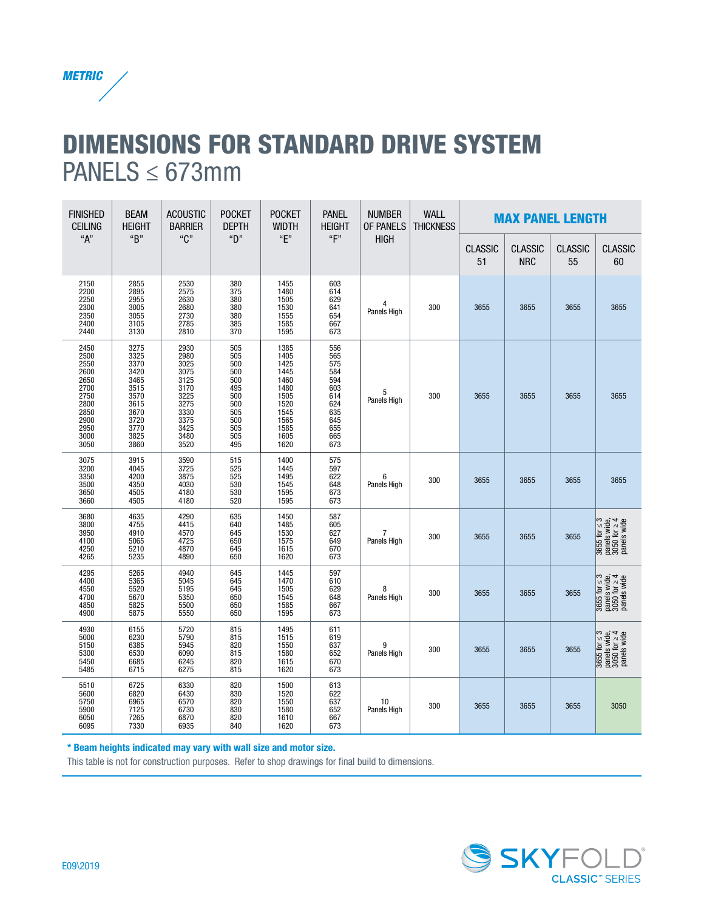*METRIC*

# DIMENSIONS FOR STANDARD DRIVE SYSTEM

## PANELS ≤ 673mm

| FINISHED CEILING "A" | BEAM HEIGHT "B" | ACOUSTIC BARRIER "C" | POCKET DEPTH "D" | POCKET WIDTH "E" | PANEL HEIGHT "F" | NUMBER OF PANELS HIGH | WALL THICKNESS | MAX PANEL LENGTH | | | |
|---|---|---|---|---|---|---|---|---|---|---|---|
| | | | | | | | | CLASSIC 51 | CLASSIC NRC | CLASSIC 55 | CLASSIC 60 |
| 2150<br>2200<br>2250<br>2300<br>2350<br>2400<br>2440 | 2855<br>2895<br>2955<br>3005<br>3055<br>3105<br>3130 | 2530<br>2575<br>2630<br>2680<br>2730<br>2785<br>2810 | 380<br>375<br>380<br>380<br>380<br>385<br>370 | 1455<br>1480<br>1505<br>1530<br>1555<br>1585<br>1595 | 603<br>614<br>629<br>641<br>654<br>667<br>673 | 4 Panels High | 300 | 3655 | 3655 | 3655 | 3655 |
| 2450<br>2500<br>2550<br>2600<br>2650<br>2700<br>2750<br>2800<br>2850<br>2900<br>2950<br>3000<br>3050 | 3275<br>3325<br>3370<br>3420<br>3465<br>3515<br>3570<br>3615<br>3670<br>3720<br>3770<br>3825<br>3860 | 2930<br>2980<br>3025<br>3075<br>3125<br>3170<br>3225<br>3275<br>3330<br>3375<br>3425<br>3480<br>3520 | 505<br>505<br>500<br>500<br>500<br>495<br>500<br>500<br>505<br>500<br>505<br>505<br>495 | 1385<br>1405<br>1425<br>1445<br>1460<br>1480<br>1505<br>1520<br>1545<br>1565<br>1585<br>1605<br>1620 | 556<br>565<br>575<br>584<br>594<br>603<br>614<br>624<br>635<br>645<br>655<br>665<br>673 | 5 Panels High | 300 | 3655 | 3655 | 3655 | 3655 |
| 3075<br>3200<br>3350<br>3500<br>3650<br>3660 | 3915<br>4045<br>4200<br>4350<br>4505<br>4505 | 3590<br>3725<br>3875<br>4030<br>4180<br>4180 | 515<br>525<br>525<br>530<br>530<br>520 | 1400<br>1445<br>1495<br>1545<br>1595<br>1595 | 575<br>597<br>622<br>648<br>673<br>673 | 6 Panels High | 300 | 3655 | 3655 | 3655 | 3655 |
| 3680<br>3800<br>3950<br>4100<br>4250<br>4265 | 4635<br>4755<br>4910<br>5065<br>5210<br>5235 | 4290<br>4415<br>4570<br>4725<br>4870<br>4890 | 635<br>640<br>645<br>650<br>645<br>650 | 1450<br>1485<br>1530<br>1575<br>1615<br>1620 | 587<br>605<br>627<br>649<br>670<br>673 | 7 Panels High | 300 | 3655 | 3655 | 3655 | 3655 for ≤ 3 panels wide, 3050 for ≥ 4 panels wide |
| 4295<br>4400<br>4550<br>4700<br>4850<br>4900 | 5265<br>5365<br>5520<br>5670<br>5825<br>5875 | 4940<br>5045<br>5195<br>5350<br>5500<br>5550 | 645<br>645<br>645<br>650<br>650<br>650 | 1445<br>1470<br>1505<br>1545<br>1585<br>1595 | 597<br>610<br>629<br>648<br>667<br>673 | 8 Panels High | 300 | 3655 | 3655 | 3655 | 3655 for ≤ 3 panels wide, 3050 for ≥ 4 panels wide |
| 4930<br>5000<br>5150<br>5300<br>5450<br>5485 | 6155<br>6230<br>6385<br>6530<br>6685<br>6715 | 5720<br>5790<br>5945<br>6090<br>6245<br>6275 | 815<br>815<br>820<br>815<br>820<br>815 | 1495<br>1515<br>1550<br>1580<br>1615<br>1620 | 611<br>619<br>637<br>652<br>670<br>673 | 9 Panels High | 300 | 3655 | 3655 | 3655 | 3655 for ≤ 3 panels wide, 3050 for ≥ 4 panels wide |
| 5510<br>5600<br>5750<br>5900<br>6050<br>6095 | 6725<br>6820<br>6965<br>7125<br>7265<br>7330 | 6330<br>6430<br>6570<br>6730<br>6870<br>6935 | 820<br>830<br>820<br>830<br>820<br>840 | 1500<br>1520<br>1550<br>1580<br>1610<br>1620 | 613<br>622<br>637<br>652<br>667<br>673 | 10 Panels High | 300 | 3655 | 3655 | 3655 | 3050 |

**\* Beam heights indicated may vary with wall size and motor size.**

This table is not for construction purposes. Refer to shop drawings for final build to dimensions.

E09\2019

SKYFOLD® CLASSIC™ SERIES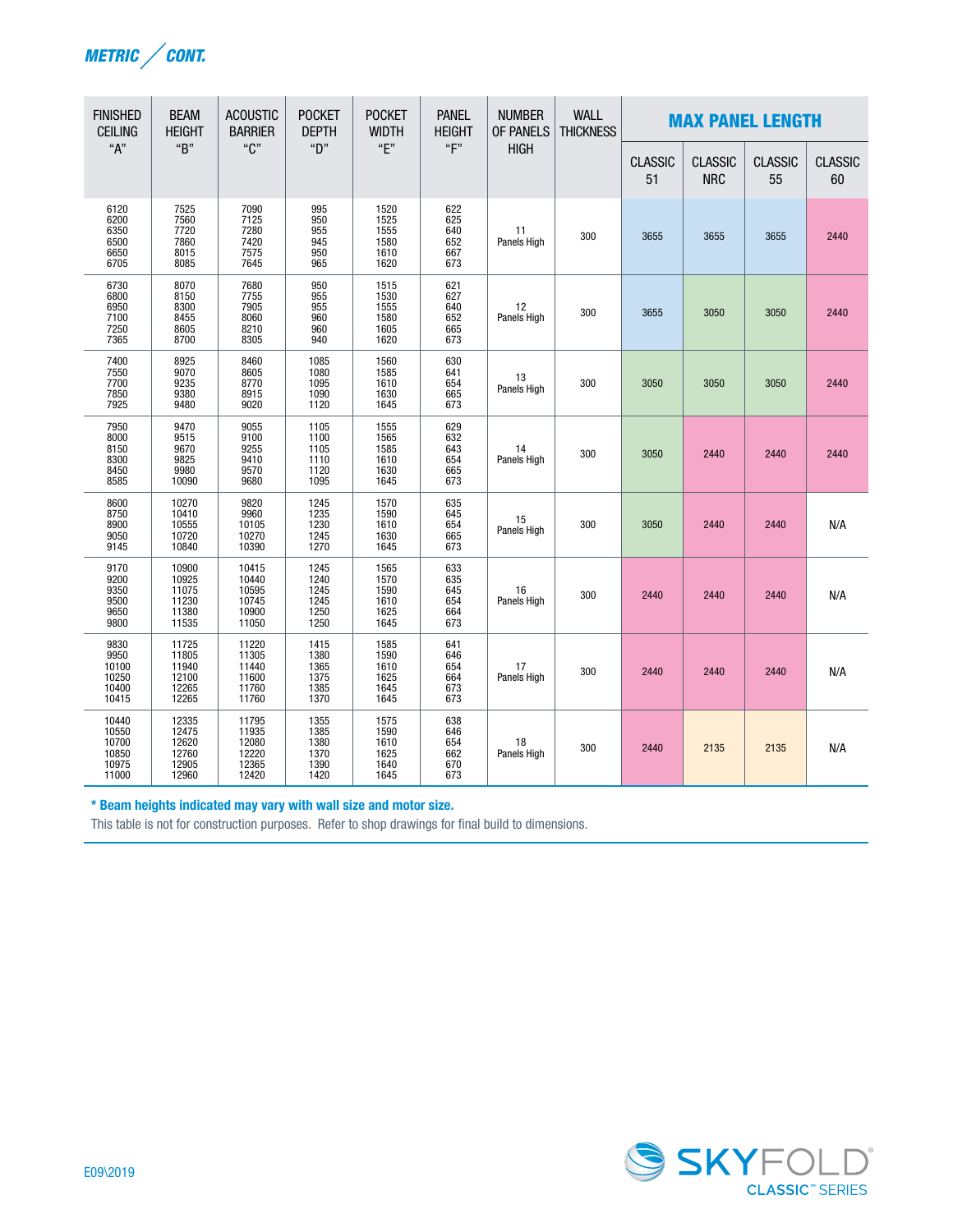## METRIC / CONT.

| FINISHED CEILING "A" | BEAM HEIGHT "B" | ACOUSTIC BARRIER "C" | POCKET DEPTH "D" | POCKET WIDTH "E" | PANEL HEIGHT "F" | NUMBER OF PANELS HIGH | WALL THICKNESS | MAX PANEL LENGTH | | | |
|---|---|---|---|---|---|---|---|---|---|---|---|
| | | | | | | | | CLASSIC 51 | CLASSIC NRC | CLASSIC 55 | CLASSIC 60 |
| 6120<br>6200<br>6350<br>6500<br>6650<br>6705 | 7525<br>7560<br>7720<br>7860<br>8015<br>8085 | 7090<br>7125<br>7280<br>7420<br>7575<br>7645 | 995<br>950<br>955<br>945<br>950<br>965 | 1520<br>1525<br>1555<br>1580<br>1610<br>1620 | 622<br>625<br>640<br>652<br>667<br>673 | 11 Panels High | 300 | 3655 | 3655 | 3655 | 2440 |
| 6730<br>6800<br>6950<br>7100<br>7250<br>7365 | 8070<br>8150<br>8300<br>8455<br>8605<br>8700 | 7680<br>7755<br>7905<br>8060<br>8210<br>8305 | 950<br>955<br>955<br>960<br>960<br>940 | 1515<br>1530<br>1555<br>1580<br>1605<br>1620 | 621<br>627<br>640<br>652<br>665<br>673 | 12 Panels High | 300 | 3655 | 3050 | 3050 | 2440 |
| 7400<br>7550<br>7700<br>7850<br>7925 | 8925<br>9070<br>9235<br>9380<br>9480 | 8460<br>8605<br>8770<br>8915<br>9020 | 1085<br>1080<br>1095<br>1090<br>1120 | 1560<br>1585<br>1610<br>1630<br>1645 | 630<br>641<br>654<br>665<br>673 | 13 Panels High | 300 | 3050 | 3050 | 3050 | 2440 |
| 7950<br>8000<br>8150<br>8300<br>8450<br>8585 | 9470<br>9515<br>9670<br>9825<br>9980<br>10090 | 9055<br>9100<br>9255<br>9410<br>9570<br>9680 | 1105<br>1100<br>1105<br>1110<br>1120<br>1095 | 1555<br>1565<br>1585<br>1610<br>1630<br>1645 | 629<br>632<br>643<br>654<br>665<br>673 | 14 Panels High | 300 | 3050 | 2440 | 2440 | 2440 |
| 8600<br>8750<br>8900<br>9050<br>9145 | 10270<br>10410<br>10555<br>10720<br>10840 | 9820<br>9960<br>10105<br>10270<br>10390 | 1245<br>1235<br>1230<br>1245<br>1270 | 1570<br>1590<br>1610<br>1630<br>1645 | 635<br>645<br>654<br>665<br>673 | 15 Panels High | 300 | 3050 | 2440 | 2440 | N/A |
| 9170<br>9200<br>9350<br>9500<br>9650<br>9800 | 10900<br>10925<br>11075<br>11230<br>11380<br>11535 | 10415<br>10440<br>10595<br>10745<br>10900<br>11050 | 1245<br>1240<br>1245<br>1245<br>1250<br>1250 | 1565<br>1570<br>1590<br>1610<br>1625<br>1645 | 633<br>635<br>645<br>654<br>664<br>673 | 16 Panels High | 300 | 2440 | 2440 | 2440 | N/A |
| 9830<br>9950<br>10100<br>10250<br>10400<br>10415 | 11725<br>11805<br>11940<br>12100<br>12265<br>12265 | 11220<br>11305<br>11440<br>11600<br>11760<br>11760 | 1415<br>1380<br>1365<br>1375<br>1385<br>1370 | 1585<br>1590<br>1610<br>1625<br>1645<br>1645 | 641<br>646<br>654<br>664<br>673<br>673 | 17 Panels High | 300 | 2440 | 2440 | 2440 | N/A |
| 10440<br>10550<br>10700<br>10850<br>10975<br>11000 | 12335<br>12475<br>12620<br>12760<br>12905<br>12960 | 11795<br>11935<br>12080<br>12220<br>12365<br>12420 | 1355<br>1385<br>1380<br>1370<br>1390<br>1420 | 1575<br>1590<br>1610<br>1625<br>1640<br>1645 | 638<br>646<br>654<br>662<br>670<br>673 | 18 Panels High | 300 | 2440 | 2135 | 2135 | N/A |

**\* Beam heights indicated may vary with wall size and motor size.**

This table is not for construction purposes. Refer to shop drawings for final build to dimensions.

E09\2019

SKYFOLD® CLASSIC™ SERIES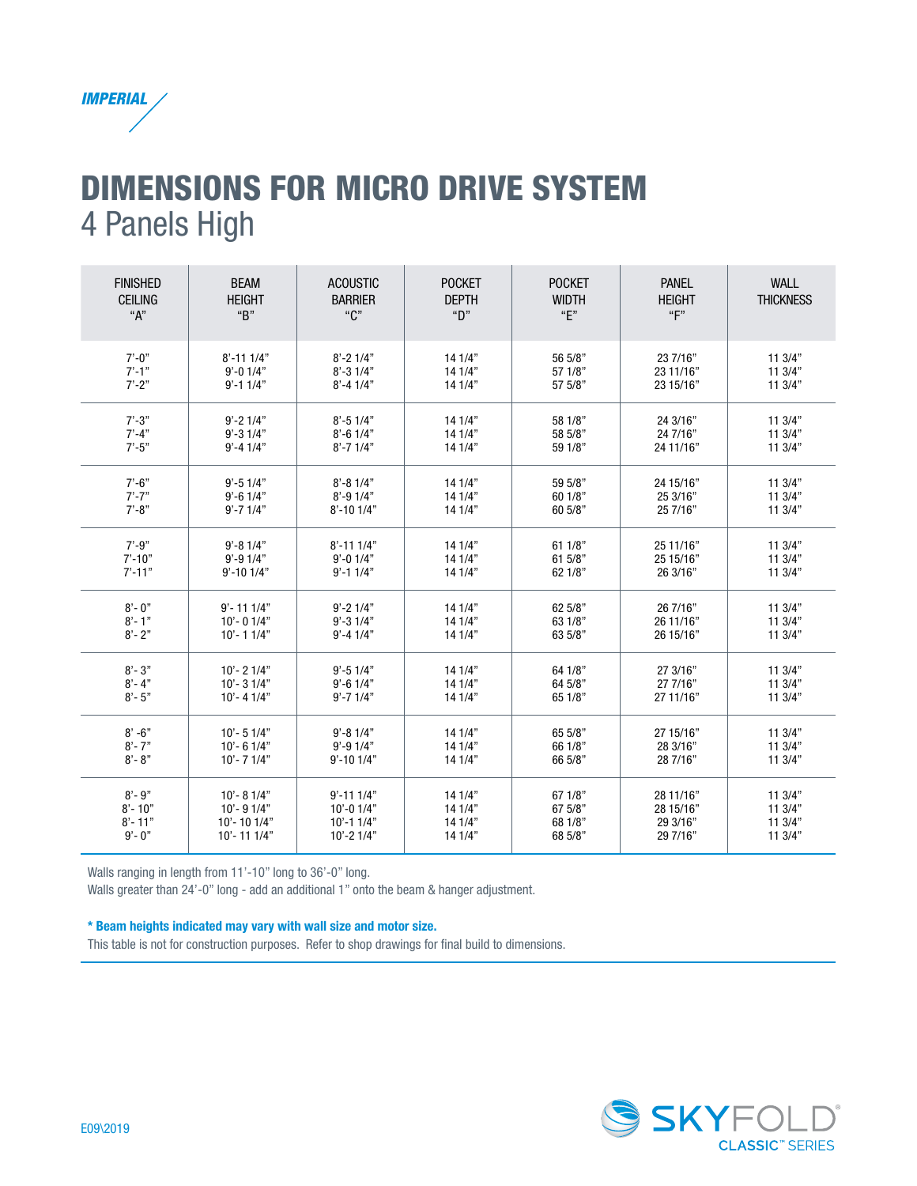*IMPERIAL*

# DIMENSIONS FOR MICRO DRIVE SYSTEM

## 4 Panels High

| FINISHED CEILING "A" | BEAM HEIGHT "B" | ACOUSTIC BARRIER "C" | POCKET DEPTH "D" | POCKET WIDTH "E" | PANEL HEIGHT "F" | WALL THICKNESS |
|---|---|---|---|---|---|---|
| 7'-0" | 8'-11 1/4" | 8'-2 1/4" | 14 1/4" | 56 5/8" | 23 7/16" | 11 3/4" |
| 7'-1" | 9'-0 1/4" | 8'-3 1/4" | 14 1/4" | 57 1/8" | 23 11/16" | 11 3/4" |
| 7'-2" | 9'-1 1/4" | 8'-4 1/4" | 14 1/4" | 57 5/8" | 23 15/16" | 11 3/4" |
| 7'-3" | 9'-2 1/4" | 8'-5 1/4" | 14 1/4" | 58 1/8" | 24 3/16" | 11 3/4" |
| 7'-4" | 9'-3 1/4" | 8'-6 1/4" | 14 1/4" | 58 5/8" | 24 7/16" | 11 3/4" |
| 7'-5" | 9'-4 1/4" | 8'-7 1/4" | 14 1/4" | 59 1/8" | 24 11/16" | 11 3/4" |
| 7'-6" | 9'-5 1/4" | 8'-8 1/4" | 14 1/4" | 59 5/8" | 24 15/16" | 11 3/4" |
| 7'-7" | 9'-6 1/4" | 8'-9 1/4" | 14 1/4" | 60 1/8" | 25 3/16" | 11 3/4" |
| 7'-8" | 9'-7 1/4" | 8'-10 1/4" | 14 1/4" | 60 5/8" | 25 7/16" | 11 3/4" |
| 7'-9" | 9'-8 1/4" | 8'-11 1/4" | 14 1/4" | 61 1/8" | 25 11/16" | 11 3/4" |
| 7'-10" | 9'-9 1/4" | 9'-0 1/4" | 14 1/4" | 61 5/8" | 25 15/16" | 11 3/4" |
| 7'-11" | 9'-10 1/4" | 9'-1 1/4" | 14 1/4" | 62 1/8" | 26 3/16" | 11 3/4" |
| 8'- 0" | 9'- 11 1/4" | 9'-2 1/4" | 14 1/4" | 62 5/8" | 26 7/16" | 11 3/4" |
| 8'- 1" | 10'- 0 1/4" | 9'-3 1/4" | 14 1/4" | 63 1/8" | 26 11/16" | 11 3/4" |
| 8'- 2" | 10'- 1 1/4" | 9'-4 1/4" | 14 1/4" | 63 5/8" | 26 15/16" | 11 3/4" |
| 8'- 3" | 10'- 2 1/4" | 9'-5 1/4" | 14 1/4" | 64 1/8" | 27 3/16" | 11 3/4" |
| 8'- 4" | 10'- 3 1/4" | 9'-6 1/4" | 14 1/4" | 64 5/8" | 27 7/16" | 11 3/4" |
| 8'- 5" | 10'- 4 1/4" | 9'-7 1/4" | 14 1/4" | 65 1/8" | 27 11/16" | 11 3/4" |
| 8' -6" | 10'- 5 1/4" | 9'-8 1/4" | 14 1/4" | 65 5/8" | 27 15/16" | 11 3/4" |
| 8'- 7" | 10'- 6 1/4" | 9'-9 1/4" | 14 1/4" | 66 1/8" | 28 3/16" | 11 3/4" |
| 8'- 8" | 10'- 7 1/4" | 9'-10 1/4" | 14 1/4" | 66 5/8" | 28 7/16" | 11 3/4" |
| 8'- 9" | 10'- 8 1/4" | 9'-11 1/4" | 14 1/4" | 67 1/8" | 28 11/16" | 11 3/4" |
| 8'- 10" | 10'- 9 1/4" | 10'-0 1/4" | 14 1/4" | 67 5/8" | 28 15/16" | 11 3/4" |
| 8'- 11" | 10'- 10 1/4" | 10'-1 1/4" | 14 1/4" | 68 1/8" | 29 3/16" | 11 3/4" |
| 9'- 0" | 10'- 11 1/4" | 10'-2 1/4" | 14 1/4" | 68 5/8" | 29 7/16" | 11 3/4" |

Walls ranging in length from 11'-10" long to 36'-0" long.
Walls greater than 24'-0" long - add an additional 1" onto the beam & hanger adjustment.

**\* Beam heights indicated may vary with wall size and motor size.**
This table is not for construction purposes. Refer to shop drawings for final build to dimensions.

E09\2019

SKYFOLD® CLASSIC™ SERIES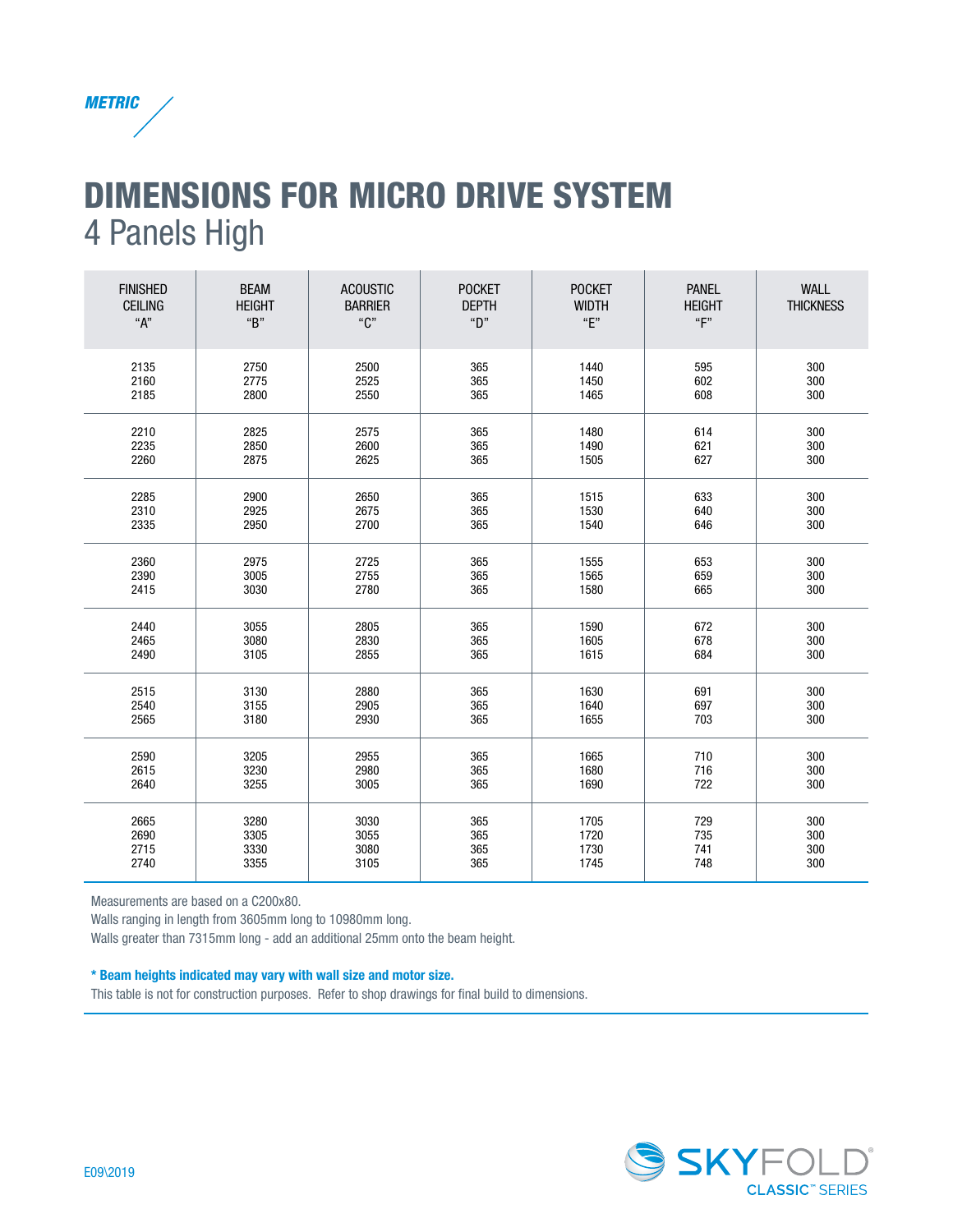*METRIC*

# DIMENSIONS FOR MICRO DRIVE SYSTEM

## 4 Panels High

| FINISHED CEILING "A" | BEAM HEIGHT "B" | ACOUSTIC BARRIER "C" | POCKET DEPTH "D" | POCKET WIDTH "E" | PANEL HEIGHT "F" | WALL THICKNESS |
|---|---|---|---|---|---|---|
| 2135 | 2750 | 2500 | 365 | 1440 | 595 | 300 |
| 2160 | 2775 | 2525 | 365 | 1450 | 602 | 300 |
| 2185 | 2800 | 2550 | 365 | 1465 | 608 | 300 |
| 2210 | 2825 | 2575 | 365 | 1480 | 614 | 300 |
| 2235 | 2850 | 2600 | 365 | 1490 | 621 | 300 |
| 2260 | 2875 | 2625 | 365 | 1505 | 627 | 300 |
| 2285 | 2900 | 2650 | 365 | 1515 | 633 | 300 |
| 2310 | 2925 | 2675 | 365 | 1530 | 640 | 300 |
| 2335 | 2950 | 2700 | 365 | 1540 | 646 | 300 |
| 2360 | 2975 | 2725 | 365 | 1555 | 653 | 300 |
| 2390 | 3005 | 2755 | 365 | 1565 | 659 | 300 |
| 2415 | 3030 | 2780 | 365 | 1580 | 665 | 300 |
| 2440 | 3055 | 2805 | 365 | 1590 | 672 | 300 |
| 2465 | 3080 | 2830 | 365 | 1605 | 678 | 300 |
| 2490 | 3105 | 2855 | 365 | 1615 | 684 | 300 |
| 2515 | 3130 | 2880 | 365 | 1630 | 691 | 300 |
| 2540 | 3155 | 2905 | 365 | 1640 | 697 | 300 |
| 2565 | 3180 | 2930 | 365 | 1655 | 703 | 300 |
| 2590 | 3205 | 2955 | 365 | 1665 | 710 | 300 |
| 2615 | 3230 | 2980 | 365 | 1680 | 716 | 300 |
| 2640 | 3255 | 3005 | 365 | 1690 | 722 | 300 |
| 2665 | 3280 | 3030 | 365 | 1705 | 729 | 300 |
| 2690 | 3305 | 3055 | 365 | 1720 | 735 | 300 |
| 2715 | 3330 | 3080 | 365 | 1730 | 741 | 300 |
| 2740 | 3355 | 3105 | 365 | 1745 | 748 | 300 |

Measurements are based on a C200x80.

Walls ranging in length from 3605mm long to 10980mm long.

Walls greater than 7315mm long - add an additional 25mm onto the beam height.

**\* Beam heights indicated may vary with wall size and motor size.**

This table is not for construction purposes. Refer to shop drawings for final build to dimensions.

E09\2019

SKYFOLD® CLASSIC™ SERIES